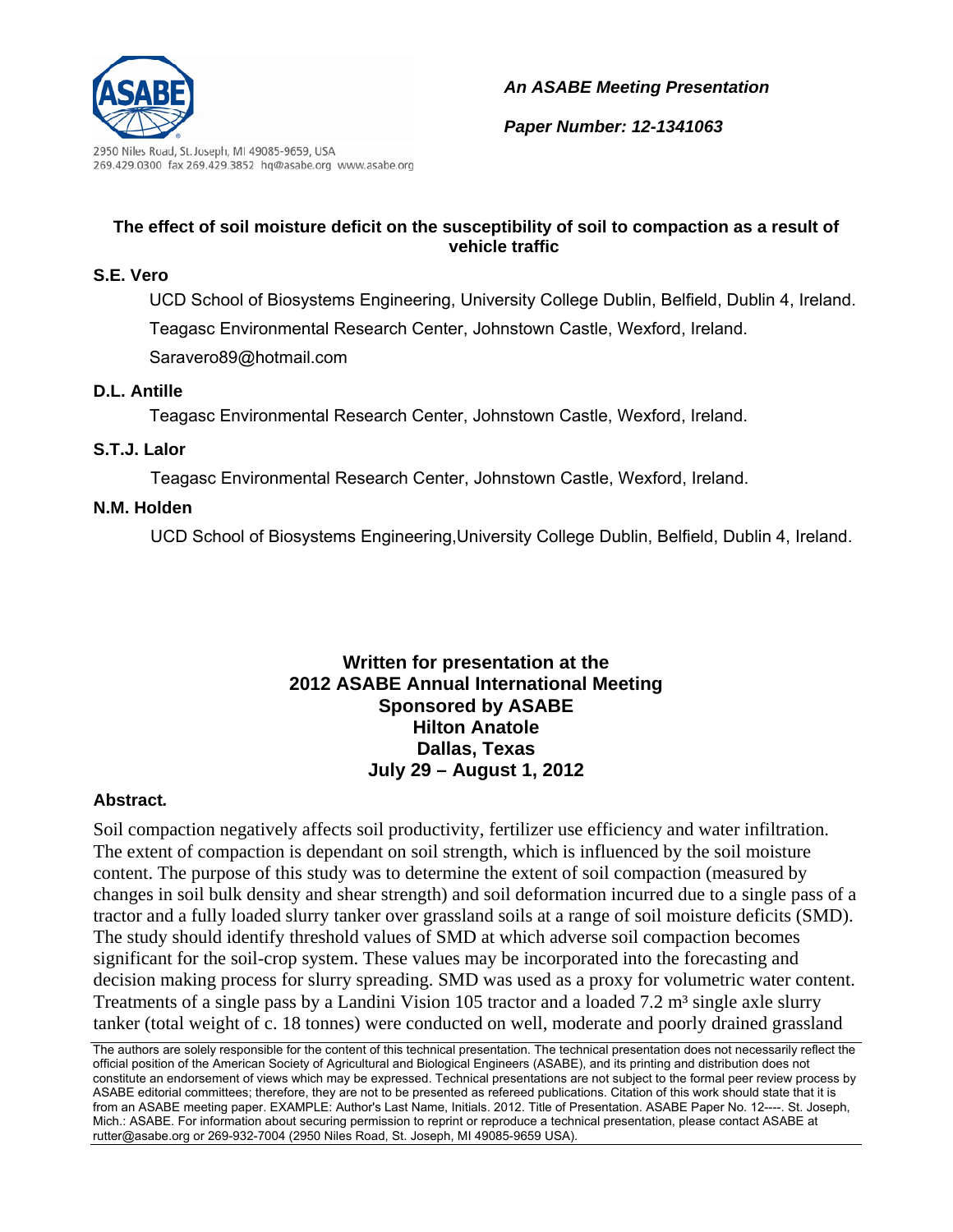2950 Niles Road, St. Joseph, MI 49085-9659, USA
269.429.0300 fax 269.429.3852 hq@asabe.org www.asabe.org

***An ASABE Meeting Presentation***

***Paper Number: 12-1341063***

# The effect of soil moisture deficit on the susceptibility of soil to compaction as a result of vehicle traffic

**S.E. Vero**

UCD School of Biosystems Engineering, University College Dublin, Belfield, Dublin 4, Ireland.

Teagasc Environmental Research Center, Johnstown Castle, Wexford, Ireland.

Saravero89@hotmail.com

**D.L. Antille**

Teagasc Environmental Research Center, Johnstown Castle, Wexford, Ireland.

**S.T.J. Lalor**

Teagasc Environmental Research Center, Johnstown Castle, Wexford, Ireland.

**N.M. Holden**

UCD School of Biosystems Engineering,University College Dublin, Belfield, Dublin 4, Ireland.

**Written for presentation at the**
**2012 ASABE Annual International Meeting**
**Sponsored by ASABE**
**Hilton Anatole**
**Dallas, Texas**
**July 29 – August 1, 2012**

## Abstract.

Soil compaction negatively affects soil productivity, fertilizer use efficiency and water infiltration. The extent of compaction is dependant on soil strength, which is influenced by the soil moisture content. The purpose of this study was to determine the extent of soil compaction (measured by changes in soil bulk density and shear strength) and soil deformation incurred due to a single pass of a tractor and a fully loaded slurry tanker over grassland soils at a range of soil moisture deficits (SMD). The study should identify threshold values of SMD at which adverse soil compaction becomes significant for the soil-crop system. These values may be incorporated into the forecasting and decision making process for slurry spreading. SMD was used as a proxy for volumetric water content. Treatments of a single pass by a Landini Vision 105 tractor and a loaded 7.2 m³ single axle slurry tanker (total weight of c. 18 tonnes) were conducted on well, moderate and poorly drained grassland

The authors are solely responsible for the content of this technical presentation. The technical presentation does not necessarily reflect the official position of the American Society of Agricultural and Biological Engineers (ASABE), and its printing and distribution does not constitute an endorsement of views which may be expressed. Technical presentations are not subject to the formal peer review process by ASABE editorial committees; therefore, they are not to be presented as refereed publications. Citation of this work should state that it is from an ASABE meeting paper. EXAMPLE: Author's Last Name, Initials. 2012. Title of Presentation. ASABE Paper No. 12----. St. Joseph, Mich.: ASABE. For information about securing permission to reprint or reproduce a technical presentation, please contact ASABE at rutter@asabe.org or 269-932-7004 (2950 Niles Road, St. Joseph, MI 49085-9659 USA).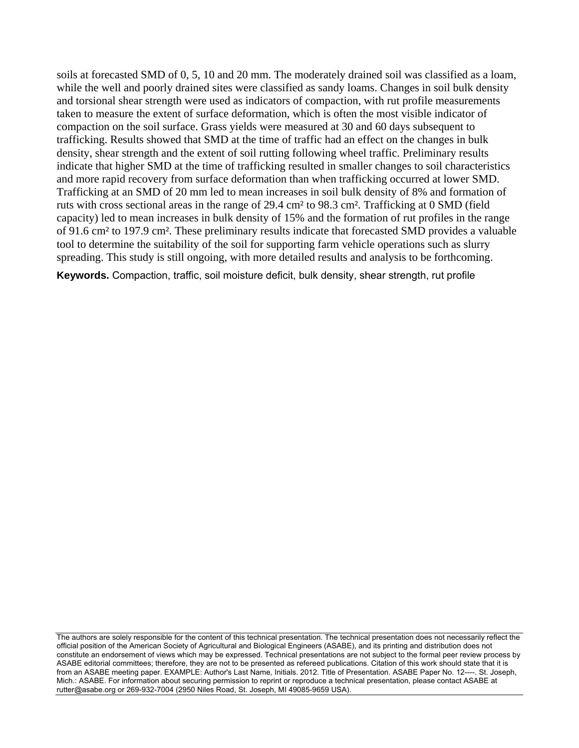soils at forecasted SMD of 0, 5, 10 and 20 mm. The moderately drained soil was classified as a loam, while the well and poorly drained sites were classified as sandy loams. Changes in soil bulk density and torsional shear strength were used as indicators of compaction, with rut profile measurements taken to measure the extent of surface deformation, which is often the most visible indicator of compaction on the soil surface. Grass yields were measured at 30 and 60 days subsequent to trafficking. Results showed that SMD at the time of traffic had an effect on the changes in bulk density, shear strength and the extent of soil rutting following wheel traffic. Preliminary results indicate that higher SMD at the time of trafficking resulted in smaller changes to soil characteristics and more rapid recovery from surface deformation than when trafficking occurred at lower SMD. Trafficking at an SMD of 20 mm led to mean increases in soil bulk density of 8% and formation of ruts with cross sectional areas in the range of 29.4 $cm^2$ to 98.3 $cm^2$. Trafficking at 0 SMD (field capacity) led to mean increases in bulk density of 15% and the formation of rut profiles in the range of 91.6 $cm^2$ to 197.9 $cm^2$. These preliminary results indicate that forecasted SMD provides a valuable tool to determine the suitability of the soil for supporting farm vehicle operations such as slurry spreading. This study is still ongoing, with more detailed results and analysis to be forthcoming.

**Keywords.** Compaction, traffic, soil moisture deficit, bulk density, shear strength, rut profile

The authors are solely responsible for the content of this technical presentation. The technical presentation does not necessarily reflect the official position of the American Society of Agricultural and Biological Engineers (ASABE), and its printing and distribution does not constitute an endorsement of views which may be expressed. Technical presentations are not subject to the formal peer review process by ASABE editorial committees; therefore, they are not to be presented as refereed publications. Citation of this work should state that it is from an ASABE meeting paper. EXAMPLE: Author's Last Name, Initials. 2012. Title of Presentation. ASABE Paper No. 12----. St. Joseph, Mich.: ASABE. For information about securing permission to reprint or reproduce a technical presentation, please contact ASABE at rutter@asabe.org or 269-932-7004 (2950 Niles Road, St. Joseph, MI 49085-9659 USA).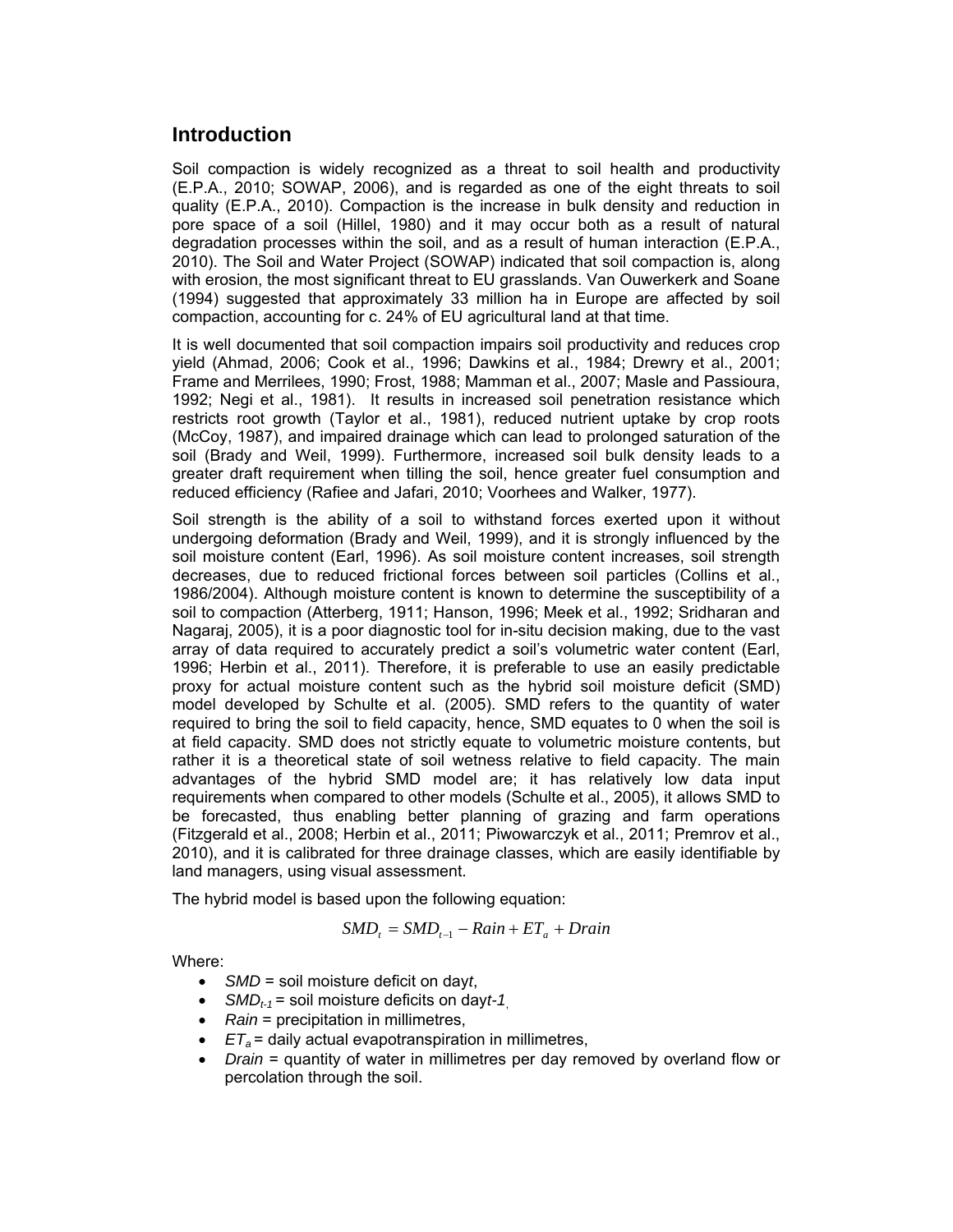## Introduction

Soil compaction is widely recognized as a threat to soil health and productivity (E.P.A., 2010; SOWAP, 2006), and is regarded as one of the eight threats to soil quality (E.P.A., 2010). Compaction is the increase in bulk density and reduction in pore space of a soil (Hillel, 1980) and it may occur both as a result of natural degradation processes within the soil, and as a result of human interaction (E.P.A., 2010). The Soil and Water Project (SOWAP) indicated that soil compaction is, along with erosion, the most significant threat to EU grasslands. Van Ouwerkerk and Soane (1994) suggested that approximately 33 million ha in Europe are affected by soil compaction, accounting for c. 24% of EU agricultural land at that time.

It is well documented that soil compaction impairs soil productivity and reduces crop yield (Ahmad, 2006; Cook et al., 1996; Dawkins et al., 1984; Drewry et al., 2001; Frame and Merrilees, 1990; Frost, 1988; Mamman et al., 2007; Masle and Passioura, 1992; Negi et al., 1981). It results in increased soil penetration resistance which restricts root growth (Taylor et al., 1981), reduced nutrient uptake by crop roots (McCoy, 1987), and impaired drainage which can lead to prolonged saturation of the soil (Brady and Weil, 1999). Furthermore, increased soil bulk density leads to a greater draft requirement when tilling the soil, hence greater fuel consumption and reduced efficiency (Rafiee and Jafari, 2010; Voorhees and Walker, 1977).

Soil strength is the ability of a soil to withstand forces exerted upon it without undergoing deformation (Brady and Weil, 1999), and it is strongly influenced by the soil moisture content (Earl, 1996). As soil moisture content increases, soil strength decreases, due to reduced frictional forces between soil particles (Collins et al., 1986/2004). Although moisture content is known to determine the susceptibility of a soil to compaction (Atterberg, 1911; Hanson, 1996; Meek et al., 1992; Sridharan and Nagaraj, 2005), it is a poor diagnostic tool for in-situ decision making, due to the vast array of data required to accurately predict a soil's volumetric water content (Earl, 1996; Herbin et al., 2011). Therefore, it is preferable to use an easily predictable proxy for actual moisture content such as the hybrid soil moisture deficit (SMD) model developed by Schulte et al. (2005). SMD refers to the quantity of water required to bring the soil to field capacity, hence, SMD equates to 0 when the soil is at field capacity. SMD does not strictly equate to volumetric moisture contents, but rather it is a theoretical state of soil wetness relative to field capacity. The main advantages of the hybrid SMD model are; it has relatively low data input requirements when compared to other models (Schulte et al., 2005), it allows SMD to be forecasted, thus enabling better planning of grazing and farm operations (Fitzgerald et al., 2008; Herbin et al., 2011; Piwowarczyk et al., 2011; Premrov et al., 2010), and it is calibrated for three drainage classes, which are easily identifiable by land managers, using visual assessment.

The hybrid model is based upon the following equation:

$$SMD_t = SMD_{t-1} - Rain + ET_a + Drain$$

Where:

- $SMD$ = soil moisture deficit on day $t$,
- $SMD_{t-1}$ = soil moisture deficits on day $t-1$,
- $Rain$ = precipitation in millimetres,
- $ET_a$ = daily actual evapotranspiration in millimetres,
- $Drain$ = quantity of water in millimetres per day removed by overland flow or percolation through the soil.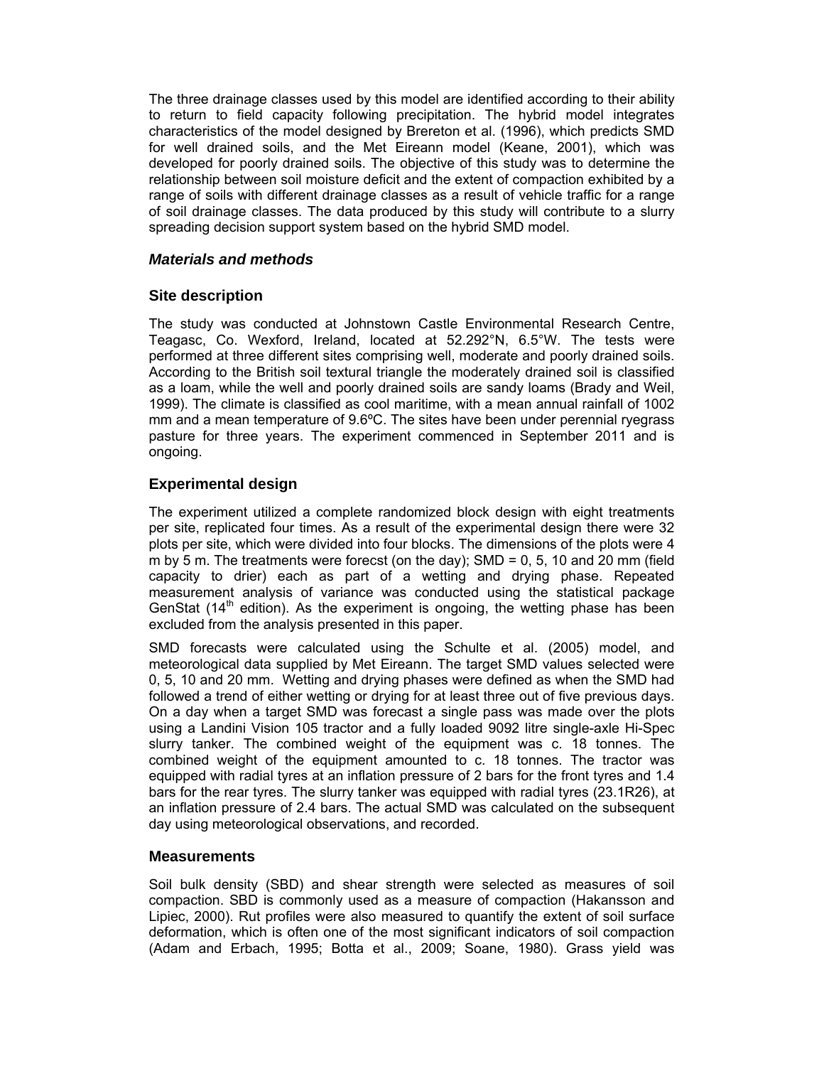The three drainage classes used by this model are identified according to their ability to return to field capacity following precipitation. The hybrid model integrates characteristics of the model designed by Brereton et al. (1996), which predicts SMD for well drained soils, and the Met Eireann model (Keane, 2001), which was developed for poorly drained soils. The objective of this study was to determine the relationship between soil moisture deficit and the extent of compaction exhibited by a range of soils with different drainage classes as a result of vehicle traffic for a range of soil drainage classes. The data produced by this study will contribute to a slurry spreading decision support system based on the hybrid SMD model.

## *Materials and methods*

### Site description

The study was conducted at Johnstown Castle Environmental Research Centre, Teagasc, Co. Wexford, Ireland, located at 52.292°N, 6.5°W. The tests were performed at three different sites comprising well, moderate and poorly drained soils. According to the British soil textural triangle the moderately drained soil is classified as a loam, while the well and poorly drained soils are sandy loams (Brady and Weil, 1999). The climate is classified as cool maritime, with a mean annual rainfall of 1002 mm and a mean temperature of 9.6ºC. The sites have been under perennial ryegrass pasture for three years. The experiment commenced in September 2011 and is ongoing.

### Experimental design

The experiment utilized a complete randomized block design with eight treatments per site, replicated four times. As a result of the experimental design there were 32 plots per site, which were divided into four blocks. The dimensions of the plots were 4 m by 5 m. The treatments were forecst (on the day); SMD = 0, 5, 10 and 20 mm (field capacity to drier) each as part of a wetting and drying phase. Repeated measurement analysis of variance was conducted using the statistical package GenStat (14th edition). As the experiment is ongoing, the wetting phase has been excluded from the analysis presented in this paper.

SMD forecasts were calculated using the Schulte et al. (2005) model, and meteorological data supplied by Met Eireann. The target SMD values selected were 0, 5, 10 and 20 mm. Wetting and drying phases were defined as when the SMD had followed a trend of either wetting or drying for at least three out of five previous days. On a day when a target SMD was forecast a single pass was made over the plots using a Landini Vision 105 tractor and a fully loaded 9092 litre single-axle Hi-Spec slurry tanker. The combined weight of the equipment was c. 18 tonnes. The combined weight of the equipment amounted to c. 18 tonnes. The tractor was equipped with radial tyres at an inflation pressure of 2 bars for the front tyres and 1.4 bars for the rear tyres. The slurry tanker was equipped with radial tyres (23.1R26), at an inflation pressure of 2.4 bars. The actual SMD was calculated on the subsequent day using meteorological observations, and recorded.

### Measurements

Soil bulk density (SBD) and shear strength were selected as measures of soil compaction. SBD is commonly used as a measure of compaction (Hakansson and Lipiec, 2000). Rut profiles were also measured to quantify the extent of soil surface deformation, which is often one of the most significant indicators of soil compaction (Adam and Erbach, 1995; Botta et al., 2009; Soane, 1980). Grass yield was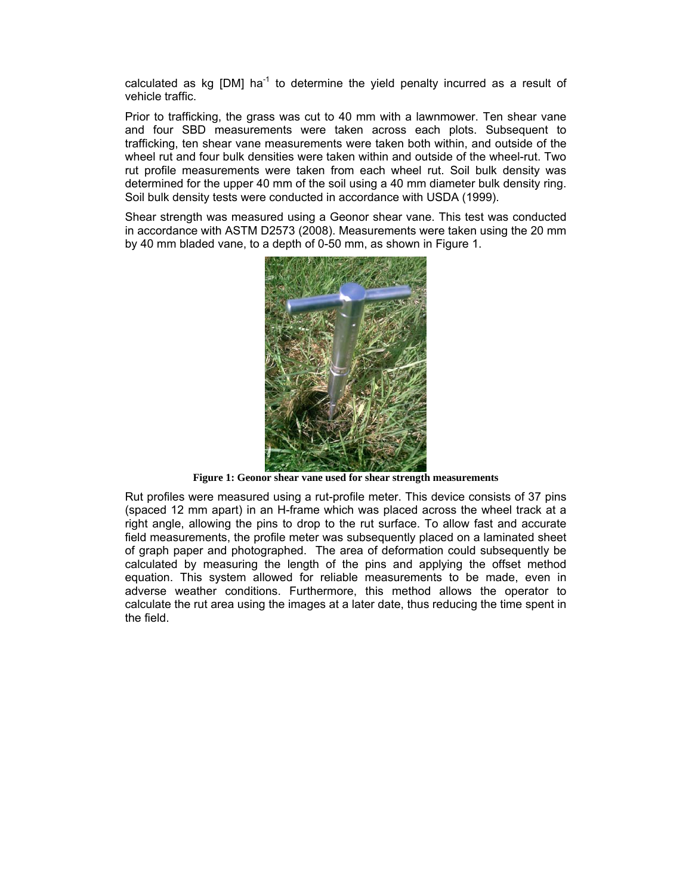calculated as kg [DM] $ha^{-1}$ to determine the yield penalty incurred as a result of vehicle traffic.

Prior to trafficking, the grass was cut to 40 mm with a lawnmower. Ten shear vane and four SBD measurements were taken across each plots. Subsequent to trafficking, ten shear vane measurements were taken both within, and outside of the wheel rut and four bulk densities were taken within and outside of the wheel-rut. Two rut profile measurements were taken from each wheel rut. Soil bulk density was determined for the upper 40 mm of the soil using a 40 mm diameter bulk density ring. Soil bulk density tests were conducted in accordance with USDA (1999).

Shear strength was measured using a Geonor shear vane. This test was conducted in accordance with ASTM D2573 (2008). Measurements were taken using the 20 mm by 40 mm bladed vane, to a depth of 0-50 mm, as shown in Figure 1.

**Figure 1: Geonor shear vane used for shear strength measurements**

Rut profiles were measured using a rut-profile meter. This device consists of 37 pins (spaced 12 mm apart) in an H-frame which was placed across the wheel track at a right angle, allowing the pins to drop to the rut surface. To allow fast and accurate field measurements, the profile meter was subsequently placed on a laminated sheet of graph paper and photographed. The area of deformation could subsequently be calculated by measuring the length of the pins and applying the offset method equation. This system allowed for reliable measurements to be made, even in adverse weather conditions. Furthermore, this method allows the operator to calculate the rut area using the images at a later date, thus reducing the time spent in the field.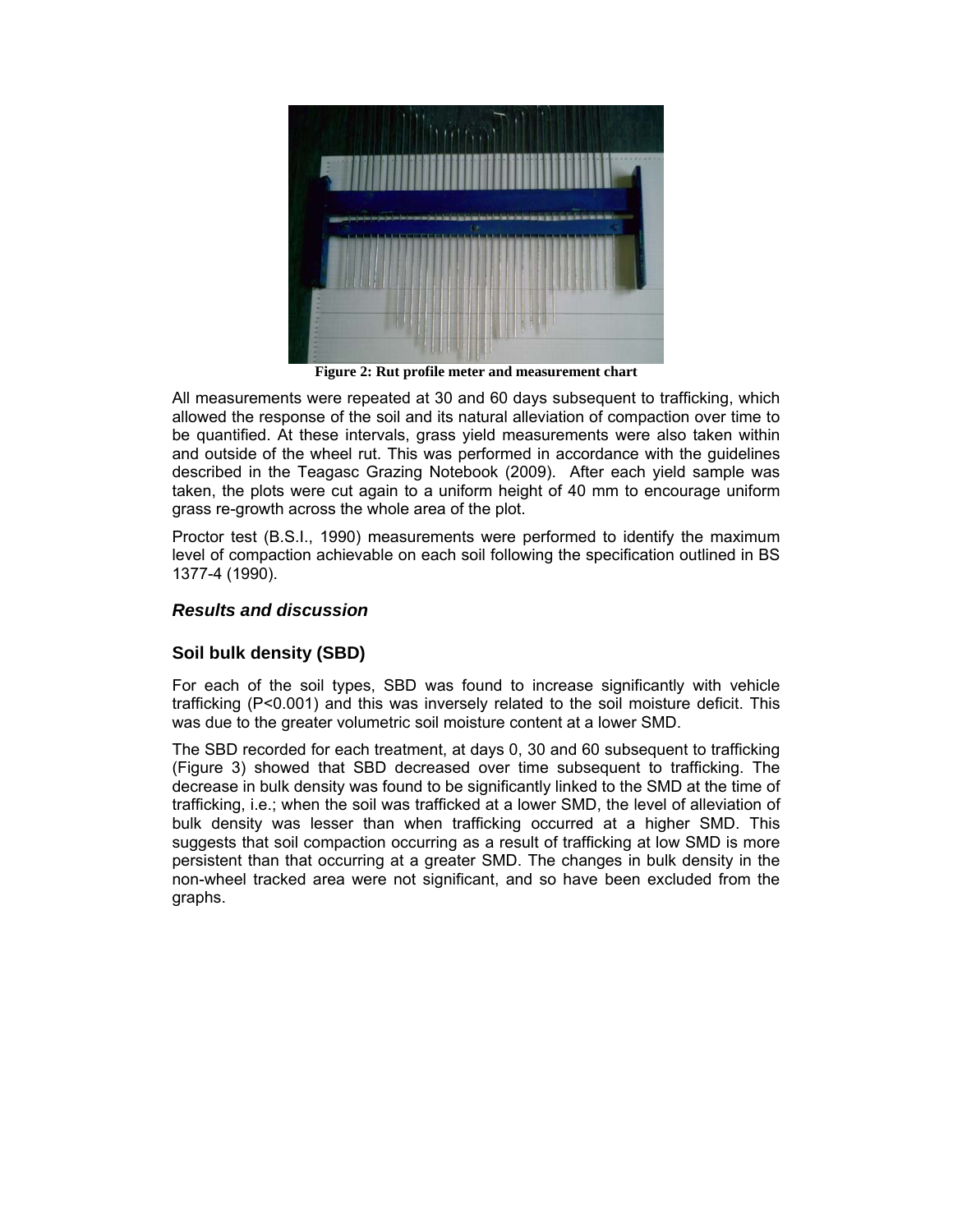Figure 2: Rut profile meter and measurement chart

All measurements were repeated at 30 and 60 days subsequent to trafficking, which allowed the response of the soil and its natural alleviation of compaction over time to be quantified. At these intervals, grass yield measurements were also taken within and outside of the wheel rut. This was performed in accordance with the guidelines described in the Teagasc Grazing Notebook (2009). After each yield sample was taken, the plots were cut again to a uniform height of 40 mm to encourage uniform grass re-growth across the whole area of the plot.

Proctor test (B.S.I., 1990) measurements were performed to identify the maximum level of compaction achievable on each soil following the specification outlined in BS 1377-4 (1990).

## *Results and discussion*

### Soil bulk density (SBD)

For each of the soil types, SBD was found to increase significantly with vehicle trafficking ($P<0.001$) and this was inversely related to the soil moisture deficit. This was due to the greater volumetric soil moisture content at a lower SMD.

The SBD recorded for each treatment, at days 0, 30 and 60 subsequent to trafficking (Figure 3) showed that SBD decreased over time subsequent to trafficking. The decrease in bulk density was found to be significantly linked to the SMD at the time of trafficking, i.e.; when the soil was trafficked at a lower SMD, the level of alleviation of bulk density was lesser than when trafficking occurred at a higher SMD. This suggests that soil compaction occurring as a result of trafficking at low SMD is more persistent than that occurring at a greater SMD. The changes in bulk density in the non-wheel tracked area were not significant, and so have been excluded from the graphs.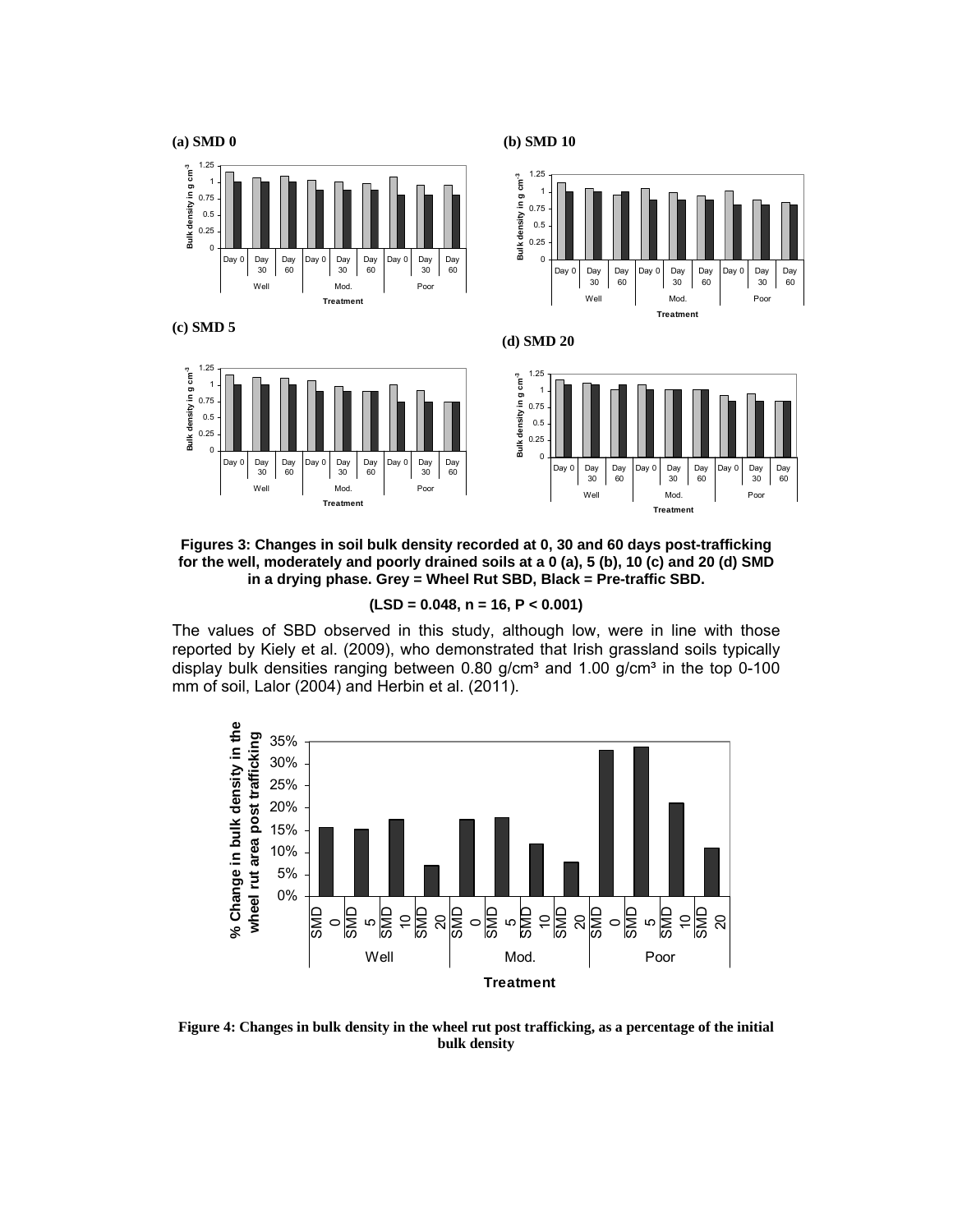**Figures 3: Changes in soil bulk density recorded at 0, 30 and 60 days post-trafficking for the well, moderately and poorly drained soils at a 0 (a), 5 (b), 10 (c) and 20 (d) SMD in a drying phase. Grey = Wheel Rut SBD, Black = Pre-traffic SBD.**

**(LSD = 0.048, n = 16, P < 0.001)**

The values of SBD observed in this study, although low, were in line with those reported by Kiely et al. (2009), who demonstrated that Irish grassland soils typically display bulk densities ranging between 0.80 g/cm³ and 1.00 g/cm³ in the top 0-100 mm of soil, Lalor (2004) and Herbin et al. (2011).

**Figure 4: Changes in bulk density in the wheel rut post trafficking, as a percentage of the initial bulk density**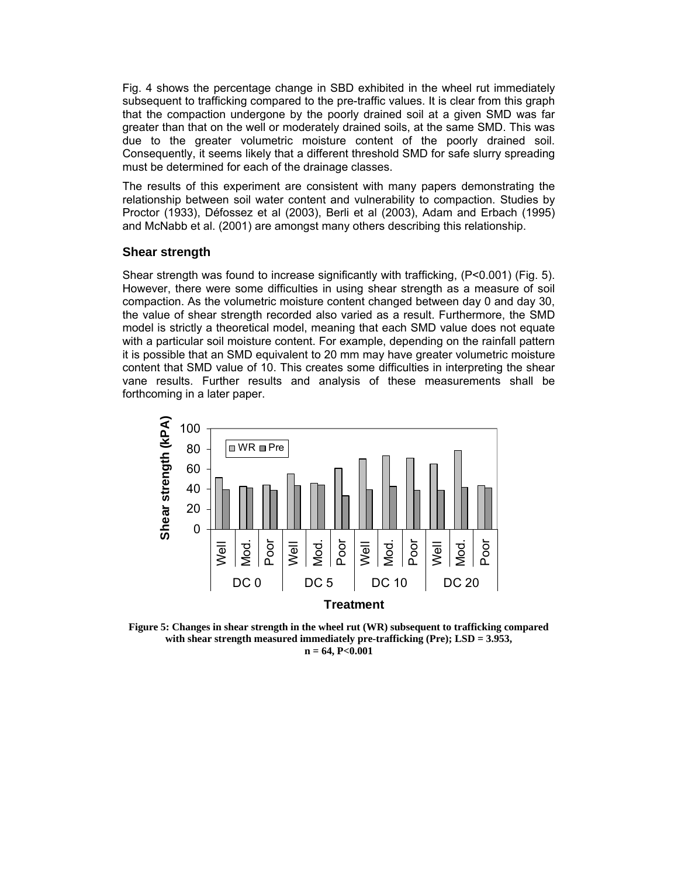Fig. 4 shows the percentage change in SBD exhibited in the wheel rut immediately subsequent to trafficking compared to the pre-traffic values. It is clear from this graph that the compaction undergone by the poorly drained soil at a given SMD was far greater than that on the well or moderately drained soils, at the same SMD. This was due to the greater volumetric moisture content of the poorly drained soil. Consequently, it seems likely that a different threshold SMD for safe slurry spreading must be determined for each of the drainage classes.

The results of this experiment are consistent with many papers demonstrating the relationship between soil water content and vulnerability to compaction. Studies by Proctor (1933), Défossez et al (2003), Berli et al (2003), Adam and Erbach (1995) and McNabb et al. (2001) are amongst many others describing this relationship.

### Shear strength

Shear strength was found to increase significantly with trafficking, ($P<0.001$) (Fig. 5). However, there were some difficulties in using shear strength as a measure of soil compaction. As the volumetric moisture content changed between day 0 and day 30, the value of shear strength recorded also varied as a result. Furthermore, the SMD model is strictly a theoretical model, meaning that each SMD value does not equate with a particular soil moisture content. For example, depending on the rainfall pattern it is possible that an SMD equivalent to 20 mm may have greater volumetric moisture content that SMD value of 10. This creates some difficulties in interpreting the shear vane results. Further results and analysis of these measurements shall be forthcoming in a later paper.

**Figure 5: Changes in shear strength in the wheel rut (WR) subsequent to trafficking compared with shear strength measured immediately pre-trafficking (Pre); LSD = 3.953, n = 64, P<0.001**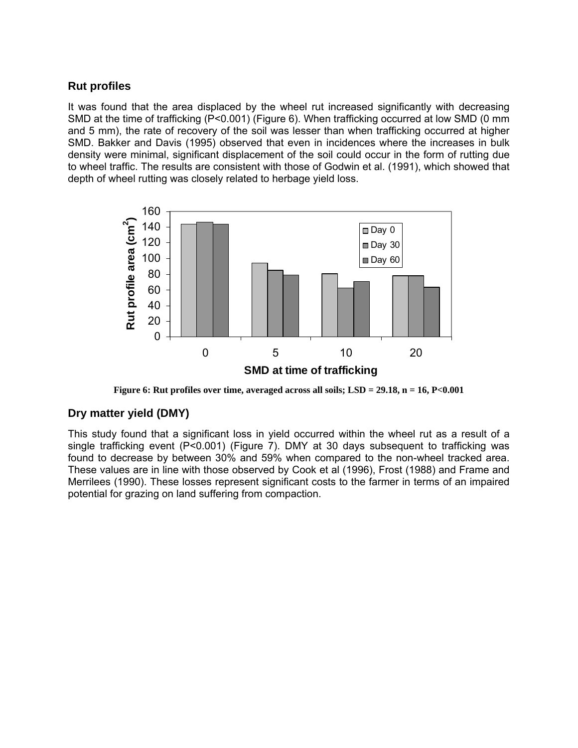## Rut profiles

It was found that the area displaced by the wheel rut increased significantly with decreasing SMD at the time of trafficking ($P<0.001$) (Figure 6). When trafficking occurred at low SMD (0 mm and 5 mm), the rate of recovery of the soil was lesser than when trafficking occurred at higher SMD. Bakker and Davis (1995) observed that even in incidences where the increases in bulk density were minimal, significant displacement of the soil could occur in the form of rutting due to wheel traffic. The results are consistent with those of Godwin et al. (1991), which showed that depth of wheel rutting was closely related to herbage yield loss.

**Figure 6: Rut profiles over time, averaged across all soils; LSD = 29.18, n = 16, P<0.001**

## Dry matter yield (DMY)

This study found that a significant loss in yield occurred within the wheel rut as a result of a single trafficking event ($P<0.001$) (Figure 7). DMY at 30 days subsequent to trafficking was found to decrease by between 30% and 59% when compared to the non-wheel tracked area. These values are in line with those observed by Cook et al (1996), Frost (1988) and Frame and Merrilees (1990). These losses represent significant costs to the farmer in terms of an impaired potential for grazing on land suffering from compaction.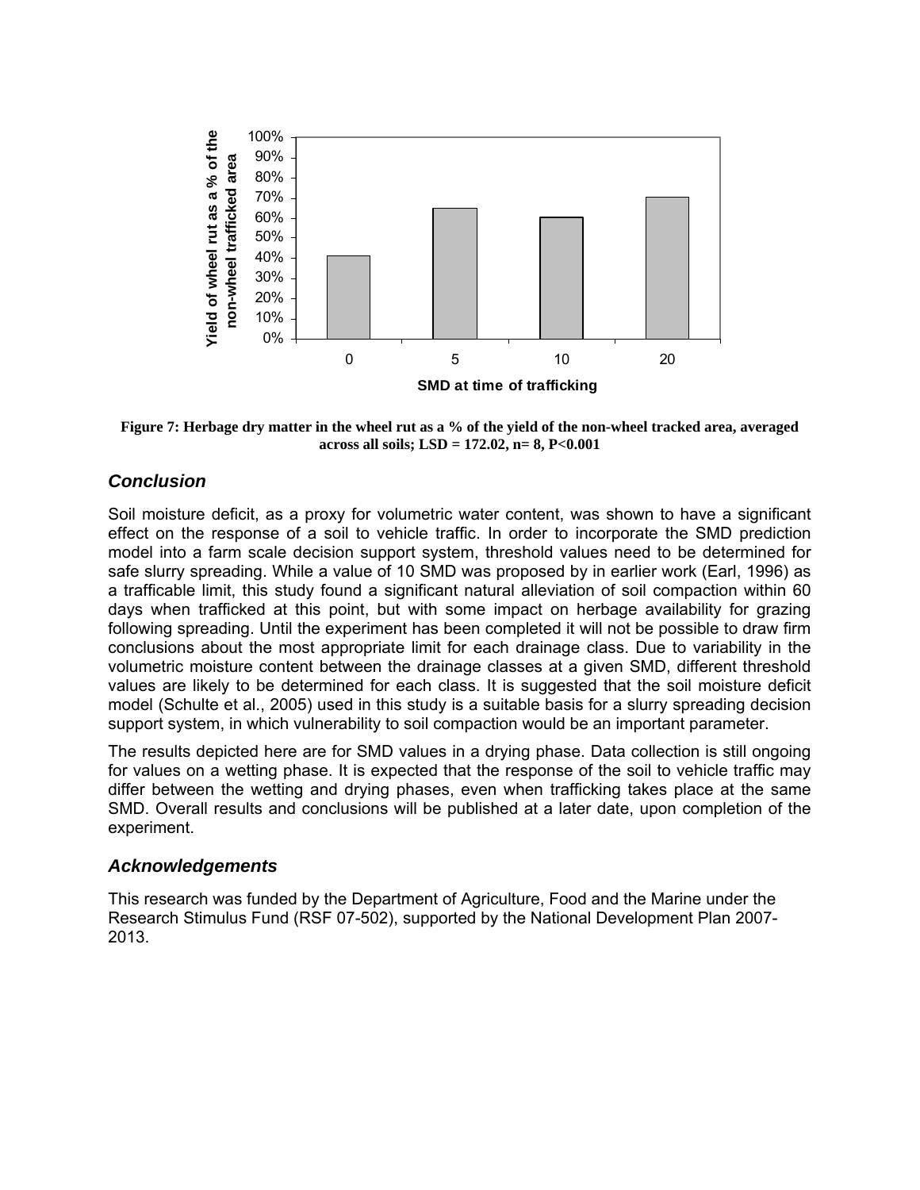**Figure 7: Herbage dry matter in the wheel rut as a % of the yield of the non-wheel tracked area, averaged across all soils; LSD = 172.02, n= 8, P<0.001**

## *Conclusion*

Soil moisture deficit, as a proxy for volumetric water content, was shown to have a significant effect on the response of a soil to vehicle traffic. In order to incorporate the SMD prediction model into a farm scale decision support system, threshold values need to be determined for safe slurry spreading. While a value of 10 SMD was proposed by in earlier work (Earl, 1996) as a trafficable limit, this study found a significant natural alleviation of soil compaction within 60 days when trafficked at this point, but with some impact on herbage availability for grazing following spreading. Until the experiment has been completed it will not be possible to draw firm conclusions about the most appropriate limit for each drainage class. Due to variability in the volumetric moisture content between the drainage classes at a given SMD, different threshold values are likely to be determined for each class. It is suggested that the soil moisture deficit model (Schulte et al., 2005) used in this study is a suitable basis for a slurry spreading decision support system, in which vulnerability to soil compaction would be an important parameter.

The results depicted here are for SMD values in a drying phase. Data collection is still ongoing for values on a wetting phase. It is expected that the response of the soil to vehicle traffic may differ between the wetting and drying phases, even when trafficking takes place at the same SMD. Overall results and conclusions will be published at a later date, upon completion of the experiment.

## *Acknowledgements*

This research was funded by the Department of Agriculture, Food and the Marine under the Research Stimulus Fund (RSF 07-502), supported by the National Development Plan 2007-2013.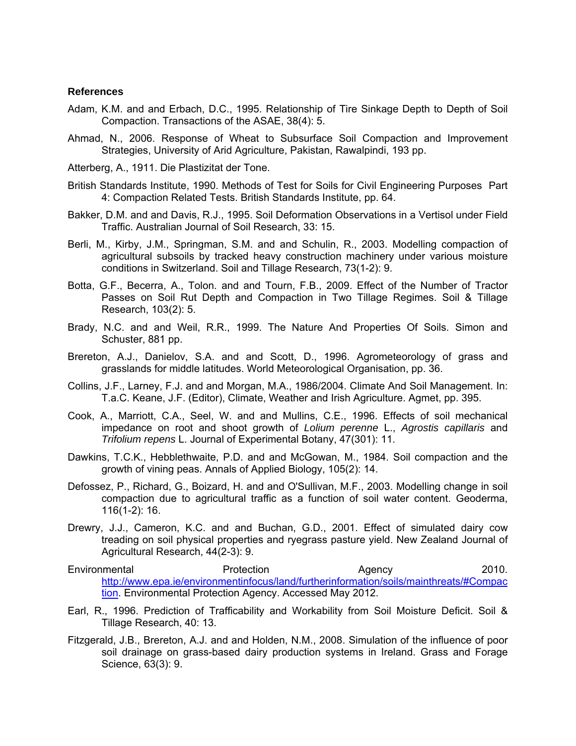**References**

Adam, K.M. and and Erbach, D.C., 1995. Relationship of Tire Sinkage Depth to Depth of Soil Compaction. Transactions of the ASAE, 38(4): 5.

Ahmad, N., 2006. Response of Wheat to Subsurface Soil Compaction and Improvement Strategies, University of Arid Agriculture, Pakistan, Rawalpindi, 193 pp.

Atterberg, A., 1911. Die Plastizitat der Tone.

British Standards Institute, 1990. Methods of Test for Soils for Civil Engineering Purposes Part 4: Compaction Related Tests. British Standards Institute, pp. 64.

Bakker, D.M. and and Davis, R.J., 1995. Soil Deformation Observations in a Vertisol under Field Traffic. Australian Journal of Soil Research, 33: 15.

Berli, M., Kirby, J.M., Springman, S.M. and and Schulin, R., 2003. Modelling compaction of agricultural subsoils by tracked heavy construction machinery under various moisture conditions in Switzerland. Soil and Tillage Research, 73(1-2): 9.

Botta, G.F., Becerra, A., Tolon. and and Tourn, F.B., 2009. Effect of the Number of Tractor Passes on Soil Rut Depth and Compaction in Two Tillage Regimes. Soil & Tillage Research, 103(2): 5.

Brady, N.C. and and Weil, R.R., 1999. The Nature And Properties Of Soils. Simon and Schuster, 881 pp.

Brereton, A.J., Danielov, S.A. and and Scott, D., 1996. Agrometeorology of grass and grasslands for middle latitudes. World Meteorological Organisation, pp. 36.

Collins, J.F., Larney, F.J. and and Morgan, M.A., 1986/2004. Climate And Soil Management. In: T.a.C. Keane, J.F. (Editor), Climate, Weather and Irish Agriculture. Agmet, pp. 395.

Cook, A., Marriott, C.A., Seel, W. and and Mullins, C.E., 1996. Effects of soil mechanical impedance on root and shoot growth of *Lolium perenne* L., *Agrostis capillaris* and *Trifolium repens* L. Journal of Experimental Botany, 47(301): 11.

Dawkins, T.C.K., Hebblethwaite, P.D. and and McGowan, M., 1984. Soil compaction and the growth of vining peas. Annals of Applied Biology, 105(2): 14.

Defossez, P., Richard, G., Boizard, H. and and O'Sullivan, M.F., 2003. Modelling change in soil compaction due to agricultural traffic as a function of soil water content. Geoderma, 116(1-2): 16.

Drewry, J.J., Cameron, K.C. and and Buchan, G.D., 2001. Effect of simulated dairy cow treading on soil physical properties and ryegrass pasture yield. New Zealand Journal of Agricultural Research, 44(2-3): 9.

Environmental Protection Agency 2010. http://www.epa.ie/environmentinfocus/land/furtherinformation/soils/mainthreats/#Compaction. Environmental Protection Agency. Accessed May 2012.

Earl, R., 1996. Prediction of Trafficability and Workability from Soil Moisture Deficit. Soil & Tillage Research, 40: 13.

Fitzgerald, J.B., Brereton, A.J. and and Holden, N.M., 2008. Simulation of the influence of poor soil drainage on grass-based dairy production systems in Ireland. Grass and Forage Science, 63(3): 9.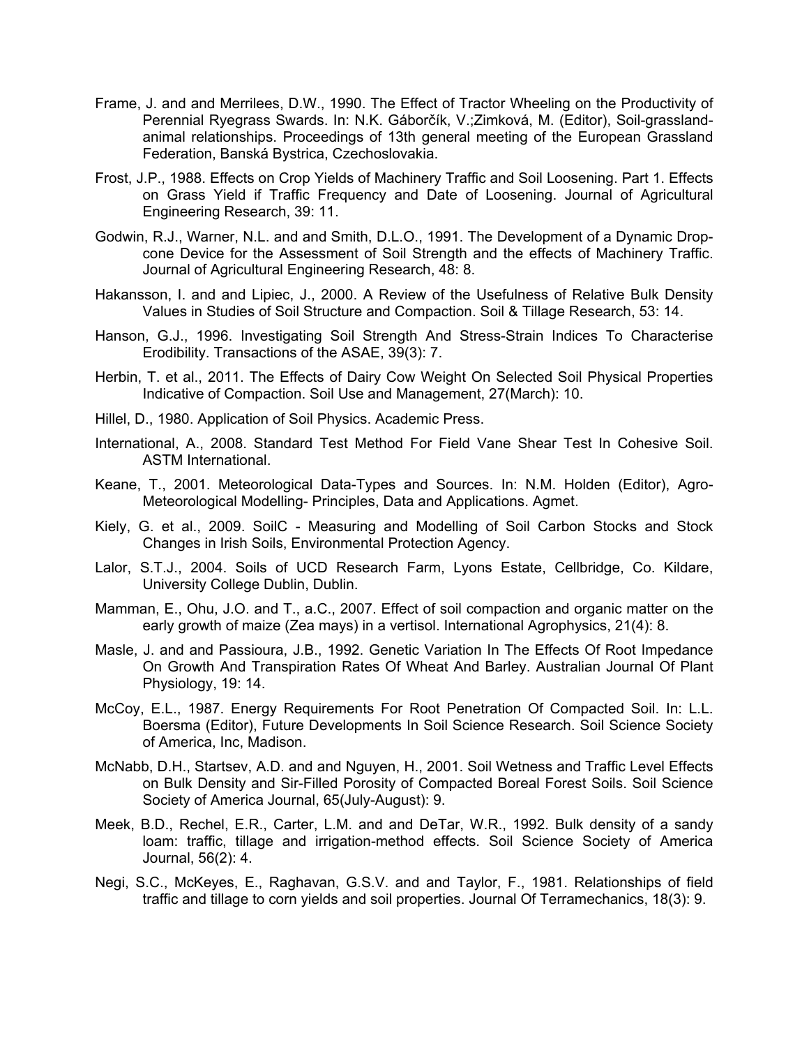Frame, J. and and Merrilees, D.W., 1990. The Effect of Tractor Wheeling on the Productivity of Perennial Ryegrass Swards. In: N.K. Gáborčík, V.;Zimková, M. (Editor), Soil-grassland-animal relationships. Proceedings of 13th general meeting of the European Grassland Federation, Banská Bystrica, Czechoslovakia.

Frost, J.P., 1988. Effects on Crop Yields of Machinery Traffic and Soil Loosening. Part 1. Effects on Grass Yield if Traffic Frequency and Date of Loosening. Journal of Agricultural Engineering Research, 39: 11.

Godwin, R.J., Warner, N.L. and and Smith, D.L.O., 1991. The Development of a Dynamic Drop-cone Device for the Assessment of Soil Strength and the effects of Machinery Traffic. Journal of Agricultural Engineering Research, 48: 8.

Hakansson, I. and and Lipiec, J., 2000. A Review of the Usefulness of Relative Bulk Density Values in Studies of Soil Structure and Compaction. Soil & Tillage Research, 53: 14.

Hanson, G.J., 1996. Investigating Soil Strength And Stress-Strain Indices To Characterise Erodibility. Transactions of the ASAE, 39(3): 7.

Herbin, T. et al., 2011. The Effects of Dairy Cow Weight On Selected Soil Physical Properties Indicative of Compaction. Soil Use and Management, 27(March): 10.

Hillel, D., 1980. Application of Soil Physics. Academic Press.

International, A., 2008. Standard Test Method For Field Vane Shear Test In Cohesive Soil. ASTM International.

Keane, T., 2001. Meteorological Data-Types and Sources. In: N.M. Holden (Editor), Agro-Meteorological Modelling- Principles, Data and Applications. Agmet.

Kiely, G. et al., 2009. SoilC - Measuring and Modelling of Soil Carbon Stocks and Stock Changes in Irish Soils, Environmental Protection Agency.

Lalor, S.T.J., 2004. Soils of UCD Research Farm, Lyons Estate, Cellbridge, Co. Kildare, University College Dublin, Dublin.

Mamman, E., Ohu, J.O. and T., a.C., 2007. Effect of soil compaction and organic matter on the early growth of maize (Zea mays) in a vertisol. International Agrophysics, 21(4): 8.

Masle, J. and and Passioura, J.B., 1992. Genetic Variation In The Effects Of Root Impedance On Growth And Transpiration Rates Of Wheat And Barley. Australian Journal Of Plant Physiology, 19: 14.

McCoy, E.L., 1987. Energy Requirements For Root Penetration Of Compacted Soil. In: L.L. Boersma (Editor), Future Developments In Soil Science Research. Soil Science Society of America, Inc, Madison.

McNabb, D.H., Startsev, A.D. and and Nguyen, H., 2001. Soil Wetness and Traffic Level Effects on Bulk Density and Sir-Filled Porosity of Compacted Boreal Forest Soils. Soil Science Society of America Journal, 65(July-August): 9.

Meek, B.D., Rechel, E.R., Carter, L.M. and and DeTar, W.R., 1992. Bulk density of a sandy loam: traffic, tillage and irrigation-method effects. Soil Science Society of America Journal, 56(2): 4.

Negi, S.C., McKeyes, E., Raghavan, G.S.V. and and Taylor, F., 1981. Relationships of field traffic and tillage to corn yields and soil properties. Journal Of Terramechanics, 18(3): 9.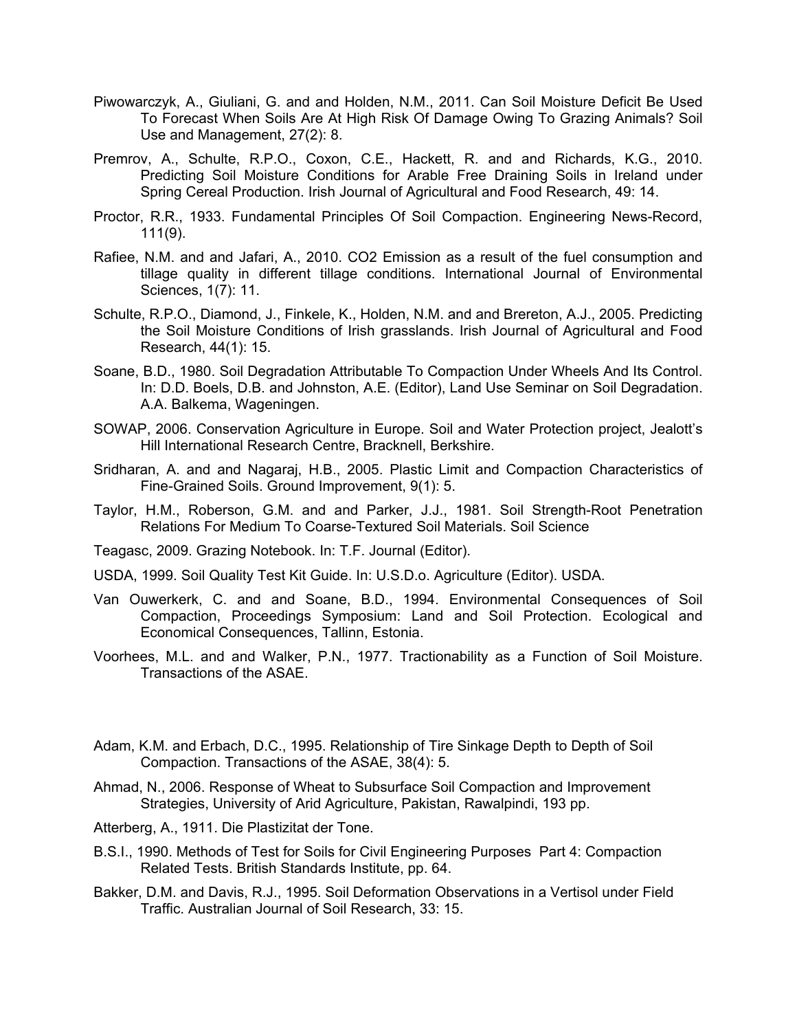Piwowarczyk, A., Giuliani, G. and and Holden, N.M., 2011. Can Soil Moisture Deficit Be Used To Forecast When Soils Are At High Risk Of Damage Owing To Grazing Animals? Soil Use and Management, 27(2): 8.

Premrov, A., Schulte, R.P.O., Coxon, C.E., Hackett, R. and and Richards, K.G., 2010. Predicting Soil Moisture Conditions for Arable Free Draining Soils in Ireland under Spring Cereal Production. Irish Journal of Agricultural and Food Research, 49: 14.

Proctor, R.R., 1933. Fundamental Principles Of Soil Compaction. Engineering News-Record, 111(9).

Rafiee, N.M. and and Jafari, A., 2010. CO2 Emission as a result of the fuel consumption and tillage quality in different tillage conditions. International Journal of Environmental Sciences, 1(7): 11.

Schulte, R.P.O., Diamond, J., Finkele, K., Holden, N.M. and and Brereton, A.J., 2005. Predicting the Soil Moisture Conditions of Irish grasslands. Irish Journal of Agricultural and Food Research, 44(1): 15.

Soane, B.D., 1980. Soil Degradation Attributable To Compaction Under Wheels And Its Control. In: D.D. Boels, D.B. and Johnston, A.E. (Editor), Land Use Seminar on Soil Degradation. A.A. Balkema, Wageningen.

SOWAP, 2006. Conservation Agriculture in Europe. Soil and Water Protection project, Jealott's Hill International Research Centre, Bracknell, Berkshire.

Sridharan, A. and and Nagaraj, H.B., 2005. Plastic Limit and Compaction Characteristics of Fine-Grained Soils. Ground Improvement, 9(1): 5.

Taylor, H.M., Roberson, G.M. and and Parker, J.J., 1981. Soil Strength-Root Penetration Relations For Medium To Coarse-Textured Soil Materials. Soil Science

Teagasc, 2009. Grazing Notebook. In: T.F. Journal (Editor).

USDA, 1999. Soil Quality Test Kit Guide. In: U.S.D.o. Agriculture (Editor). USDA.

Van Ouwerkerk, C. and and Soane, B.D., 1994. Environmental Consequences of Soil Compaction, Proceedings Symposium: Land and Soil Protection. Ecological and Economical Consequences, Tallinn, Estonia.

Voorhees, M.L. and and Walker, P.N., 1977. Tractionability as a Function of Soil Moisture. Transactions of the ASAE.

Adam, K.M. and Erbach, D.C., 1995. Relationship of Tire Sinkage Depth to Depth of Soil Compaction. Transactions of the ASAE, 38(4): 5.

Ahmad, N., 2006. Response of Wheat to Subsurface Soil Compaction and Improvement Strategies, University of Arid Agriculture, Pakistan, Rawalpindi, 193 pp.

Atterberg, A., 1911. Die Plastizitat der Tone.

B.S.I., 1990. Methods of Test for Soils for Civil Engineering Purposes Part 4: Compaction Related Tests. British Standards Institute, pp. 64.

Bakker, D.M. and Davis, R.J., 1995. Soil Deformation Observations in a Vertisol under Field Traffic. Australian Journal of Soil Research, 33: 15.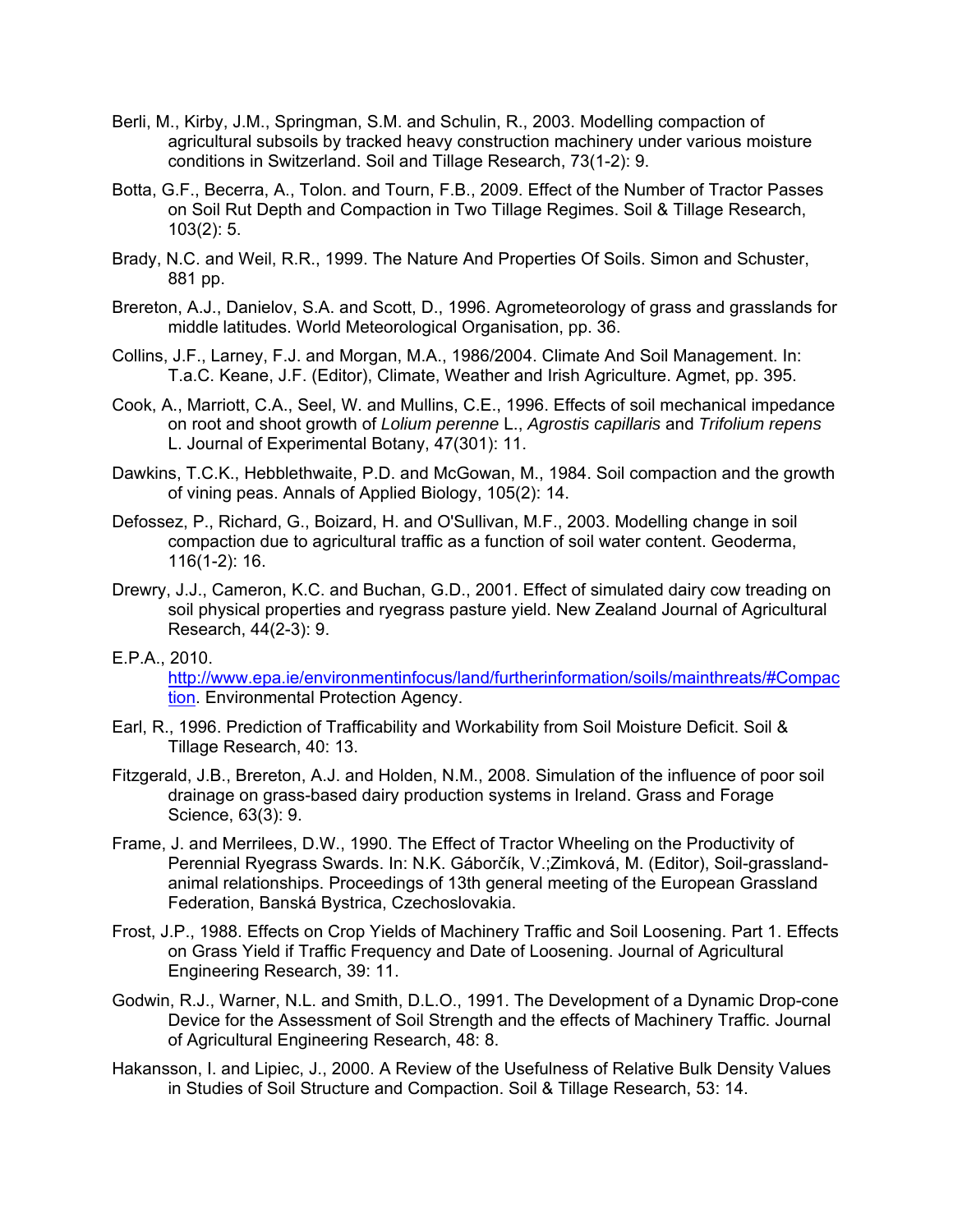Berli, M., Kirby, J.M., Springman, S.M. and Schulin, R., 2003. Modelling compaction of agricultural subsoils by tracked heavy construction machinery under various moisture conditions in Switzerland. Soil and Tillage Research, 73(1-2): 9.

Botta, G.F., Becerra, A., Tolon. and Tourn, F.B., 2009. Effect of the Number of Tractor Passes on Soil Rut Depth and Compaction in Two Tillage Regimes. Soil & Tillage Research, 103(2): 5.

Brady, N.C. and Weil, R.R., 1999. The Nature And Properties Of Soils. Simon and Schuster, 881 pp.

Brereton, A.J., Danielov, S.A. and Scott, D., 1996. Agrometeorology of grass and grasslands for middle latitudes. World Meteorological Organisation, pp. 36.

Collins, J.F., Larney, F.J. and Morgan, M.A., 1986/2004. Climate And Soil Management. In: T.a.C. Keane, J.F. (Editor), Climate, Weather and Irish Agriculture. Agmet, pp. 395.

Cook, A., Marriott, C.A., Seel, W. and Mullins, C.E., 1996. Effects of soil mechanical impedance on root and shoot growth of *Lolium perenne* L., *Agrostis capillaris* and *Trifolium repens* L. Journal of Experimental Botany, 47(301): 11.

Dawkins, T.C.K., Hebblethwaite, P.D. and McGowan, M., 1984. Soil compaction and the growth of vining peas. Annals of Applied Biology, 105(2): 14.

Defossez, P., Richard, G., Boizard, H. and O'Sullivan, M.F., 2003. Modelling change in soil compaction due to agricultural traffic as a function of soil water content. Geoderma, 116(1-2): 16.

Drewry, J.J., Cameron, K.C. and Buchan, G.D., 2001. Effect of simulated dairy cow treading on soil physical properties and ryegrass pasture yield. New Zealand Journal of Agricultural Research, 44(2-3): 9.

E.P.A., 2010. http://www.epa.ie/environmentinfocus/land/furtherinformation/soils/mainthreats/#Compaction. Environmental Protection Agency.

Earl, R., 1996. Prediction of Trafficability and Workability from Soil Moisture Deficit. Soil & Tillage Research, 40: 13.

Fitzgerald, J.B., Brereton, A.J. and Holden, N.M., 2008. Simulation of the influence of poor soil drainage on grass-based dairy production systems in Ireland. Grass and Forage Science, 63(3): 9.

Frame, J. and Merrilees, D.W., 1990. The Effect of Tractor Wheeling on the Productivity of Perennial Ryegrass Swards. In: N.K. Gáborčík, V.;Zimková, M. (Editor), Soil-grassland-animal relationships. Proceedings of 13th general meeting of the European Grassland Federation, Banská Bystrica, Czechoslovakia.

Frost, J.P., 1988. Effects on Crop Yields of Machinery Traffic and Soil Loosening. Part 1. Effects on Grass Yield if Traffic Frequency and Date of Loosening. Journal of Agricultural Engineering Research, 39: 11.

Godwin, R.J., Warner, N.L. and Smith, D.L.O., 1991. The Development of a Dynamic Drop-cone Device for the Assessment of Soil Strength and the effects of Machinery Traffic. Journal of Agricultural Engineering Research, 48: 8.

Hakansson, I. and Lipiec, J., 2000. A Review of the Usefulness of Relative Bulk Density Values in Studies of Soil Structure and Compaction. Soil & Tillage Research, 53: 14.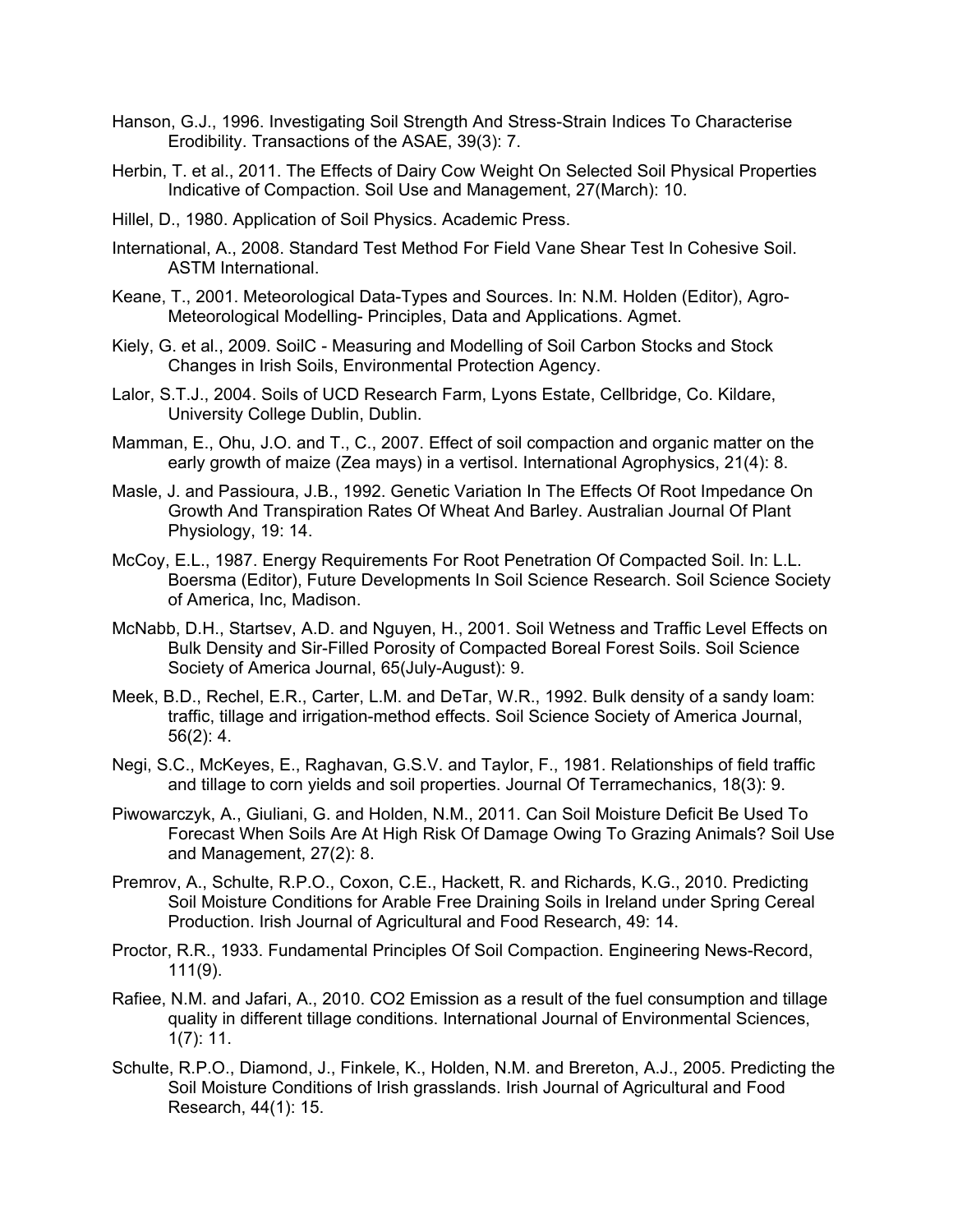Hanson, G.J., 1996. Investigating Soil Strength And Stress-Strain Indices To Characterise Erodibility. Transactions of the ASAE, 39(3): 7.

Herbin, T. et al., 2011. The Effects of Dairy Cow Weight On Selected Soil Physical Properties Indicative of Compaction. Soil Use and Management, 27(March): 10.

Hillel, D., 1980. Application of Soil Physics. Academic Press.

International, A., 2008. Standard Test Method For Field Vane Shear Test In Cohesive Soil. ASTM International.

Keane, T., 2001. Meteorological Data-Types and Sources. In: N.M. Holden (Editor), Agro-Meteorological Modelling- Principles, Data and Applications. Agmet.

Kiely, G. et al., 2009. SoilC - Measuring and Modelling of Soil Carbon Stocks and Stock Changes in Irish Soils, Environmental Protection Agency.

Lalor, S.T.J., 2004. Soils of UCD Research Farm, Lyons Estate, Cellbridge, Co. Kildare, University College Dublin, Dublin.

Mamman, E., Ohu, J.O. and T., C., 2007. Effect of soil compaction and organic matter on the early growth of maize (Zea mays) in a vertisol. International Agrophysics, 21(4): 8.

Masle, J. and Passioura, J.B., 1992. Genetic Variation In The Effects Of Root Impedance On Growth And Transpiration Rates Of Wheat And Barley. Australian Journal Of Plant Physiology, 19: 14.

McCoy, E.L., 1987. Energy Requirements For Root Penetration Of Compacted Soil. In: L.L. Boersma (Editor), Future Developments In Soil Science Research. Soil Science Society of America, Inc, Madison.

McNabb, D.H., Startsev, A.D. and Nguyen, H., 2001. Soil Wetness and Traffic Level Effects on Bulk Density and Sir-Filled Porosity of Compacted Boreal Forest Soils. Soil Science Society of America Journal, 65(July-August): 9.

Meek, B.D., Rechel, E.R., Carter, L.M. and DeTar, W.R., 1992. Bulk density of a sandy loam: traffic, tillage and irrigation-method effects. Soil Science Society of America Journal, 56(2): 4.

Negi, S.C., McKeyes, E., Raghavan, G.S.V. and Taylor, F., 1981. Relationships of field traffic and tillage to corn yields and soil properties. Journal Of Terramechanics, 18(3): 9.

Piwowarczyk, A., Giuliani, G. and Holden, N.M., 2011. Can Soil Moisture Deficit Be Used To Forecast When Soils Are At High Risk Of Damage Owing To Grazing Animals? Soil Use and Management, 27(2): 8.

Premrov, A., Schulte, R.P.O., Coxon, C.E., Hackett, R. and Richards, K.G., 2010. Predicting Soil Moisture Conditions for Arable Free Draining Soils in Ireland under Spring Cereal Production. Irish Journal of Agricultural and Food Research, 49: 14.

Proctor, R.R., 1933. Fundamental Principles Of Soil Compaction. Engineering News-Record, 111(9).

Rafiee, N.M. and Jafari, A., 2010. CO2 Emission as a result of the fuel consumption and tillage quality in different tillage conditions. International Journal of Environmental Sciences, 1(7): 11.

Schulte, R.P.O., Diamond, J., Finkele, K., Holden, N.M. and Brereton, A.J., 2005. Predicting the Soil Moisture Conditions of Irish grasslands. Irish Journal of Agricultural and Food Research, 44(1): 15.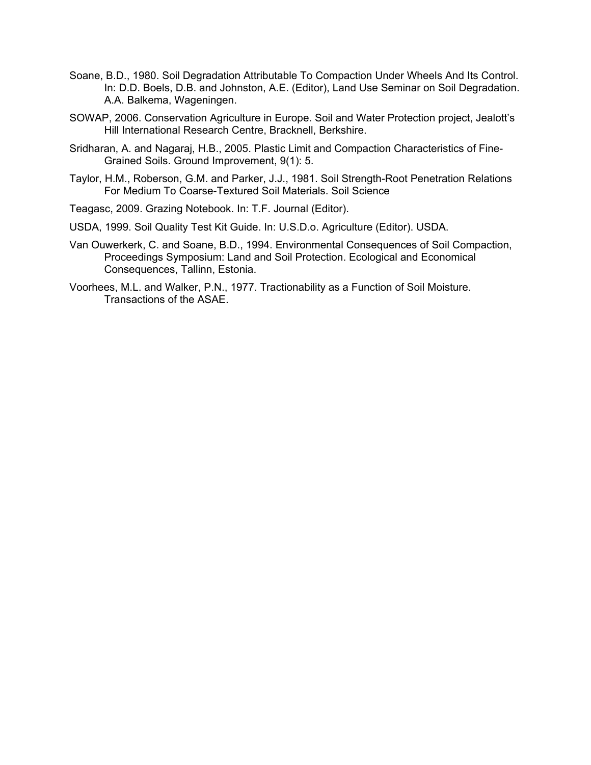Soane, B.D., 1980. Soil Degradation Attributable To Compaction Under Wheels And Its Control. In: D.D. Boels, D.B. and Johnston, A.E. (Editor), Land Use Seminar on Soil Degradation. A.A. Balkema, Wageningen.

SOWAP, 2006. Conservation Agriculture in Europe. Soil and Water Protection project, Jealott's Hill International Research Centre, Bracknell, Berkshire.

Sridharan, A. and Nagaraj, H.B., 2005. Plastic Limit and Compaction Characteristics of Fine-Grained Soils. Ground Improvement, 9(1): 5.

Taylor, H.M., Roberson, G.M. and Parker, J.J., 1981. Soil Strength-Root Penetration Relations For Medium To Coarse-Textured Soil Materials. Soil Science

Teagasc, 2009. Grazing Notebook. In: T.F. Journal (Editor).

USDA, 1999. Soil Quality Test Kit Guide. In: U.S.D.o. Agriculture (Editor). USDA.

Van Ouwerkerk, C. and Soane, B.D., 1994. Environmental Consequences of Soil Compaction, Proceedings Symposium: Land and Soil Protection. Ecological and Economical Consequences, Tallinn, Estonia.

Voorhees, M.L. and Walker, P.N., 1977. Tractionability as a Function of Soil Moisture. Transactions of the ASAE.